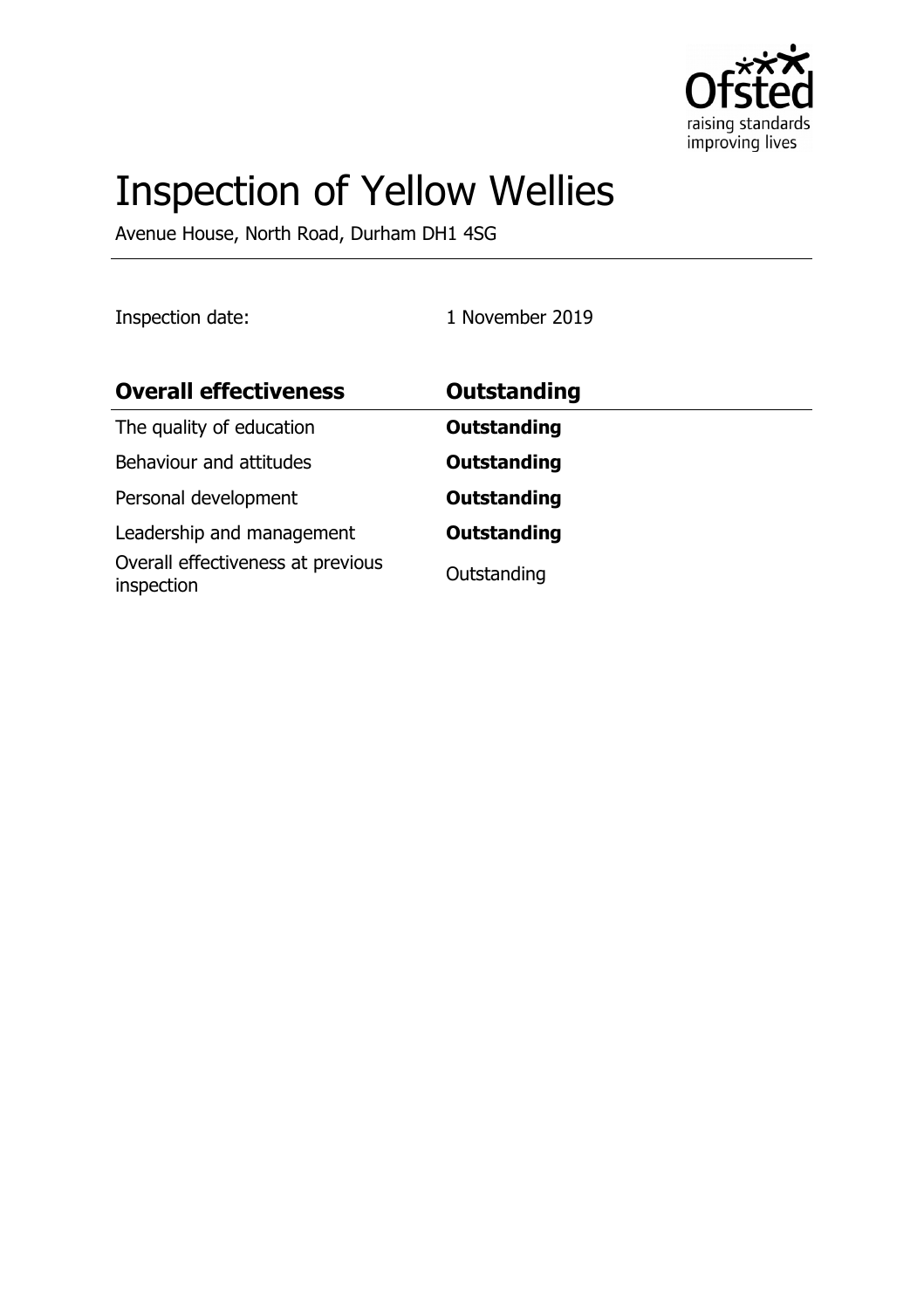# Inspection of Yellow Wellies

Avenue House, North Road, Durham DH1 4SG

Inspection date: 1 November 2019

| **Overall effectiveness** | **Outstanding** |
| --- | --- |
| The quality of education | **Outstanding** |
| Behaviour and attitudes | **Outstanding** |
| Personal development | **Outstanding** |
| Leadership and management | **Outstanding** |
| Overall effectiveness at previous inspection | Outstanding |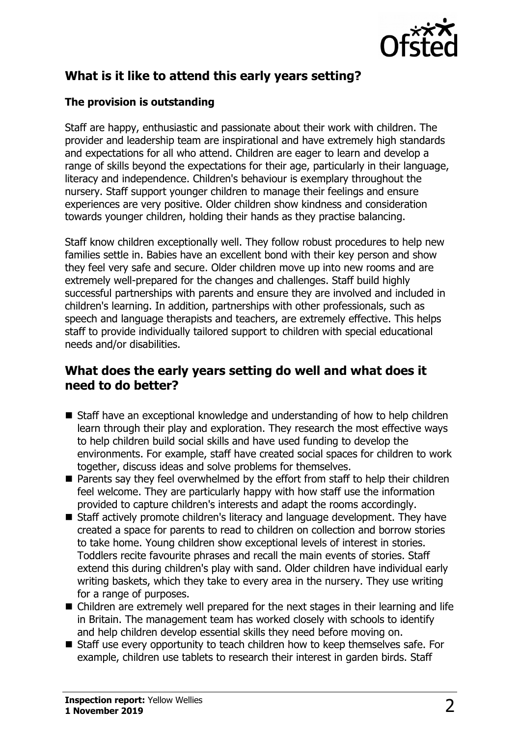## What is it like to attend this early years setting?

### The provision is outstanding

Staff are happy, enthusiastic and passionate about their work with children. The provider and leadership team are inspirational and have extremely high standards and expectations for all who attend. Children are eager to learn and develop a range of skills beyond the expectations for their age, particularly in their language, literacy and independence. Children's behaviour is exemplary throughout the nursery. Staff support younger children to manage their feelings and ensure experiences are very positive. Older children show kindness and consideration towards younger children, holding their hands as they practise balancing.

Staff know children exceptionally well. They follow robust procedures to help new families settle in. Babies have an excellent bond with their key person and show they feel very safe and secure. Older children move up into new rooms and are extremely well-prepared for the changes and challenges. Staff build highly successful partnerships with parents and ensure they are involved and included in children's learning. In addition, partnerships with other professionals, such as speech and language therapists and teachers, are extremely effective. This helps staff to provide individually tailored support to children with special educational needs and/or disabilities.

## What does the early years setting do well and what does it need to do better?

- Staff have an exceptional knowledge and understanding of how to help children learn through their play and exploration. They research the most effective ways to help children build social skills and have used funding to develop the environments. For example, staff have created social spaces for children to work together, discuss ideas and solve problems for themselves.
- Parents say they feel overwhelmed by the effort from staff to help their children feel welcome. They are particularly happy with how staff use the information provided to capture children's interests and adapt the rooms accordingly.
- Staff actively promote children's literacy and language development. They have created a space for parents to read to children on collection and borrow stories to take home. Young children show exceptional levels of interest in stories. Toddlers recite favourite phrases and recall the main events of stories. Staff extend this during children's play with sand. Older children have individual early writing baskets, which they take to every area in the nursery. They use writing for a range of purposes.
- Children are extremely well prepared for the next stages in their learning and life in Britain. The management team has worked closely with schools to identify and help children develop essential skills they need before moving on.
- Staff use every opportunity to teach children how to keep themselves safe. For example, children use tablets to research their interest in garden birds. Staff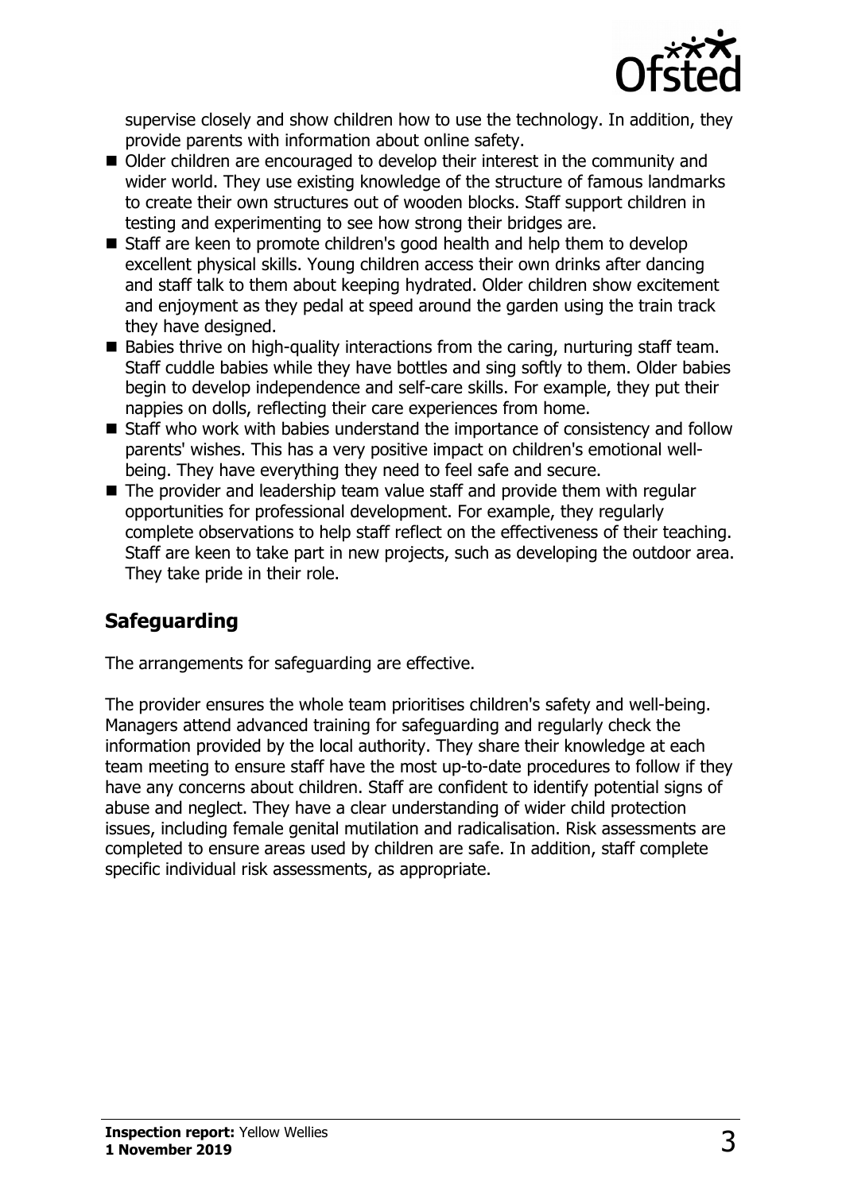supervise closely and show children how to use the technology. In addition, they provide parents with information about online safety.

- Older children are encouraged to develop their interest in the community and wider world. They use existing knowledge of the structure of famous landmarks to create their own structures out of wooden blocks. Staff support children in testing and experimenting to see how strong their bridges are.
- Staff are keen to promote children's good health and help them to develop excellent physical skills. Young children access their own drinks after dancing and staff talk to them about keeping hydrated. Older children show excitement and enjoyment as they pedal at speed around the garden using the train track they have designed.
- Babies thrive on high-quality interactions from the caring, nurturing staff team. Staff cuddle babies while they have bottles and sing softly to them. Older babies begin to develop independence and self-care skills. For example, they put their nappies on dolls, reflecting their care experiences from home.
- Staff who work with babies understand the importance of consistency and follow parents' wishes. This has a very positive impact on children's emotional well-being. They have everything they need to feel safe and secure.
- The provider and leadership team value staff and provide them with regular opportunities for professional development. For example, they regularly complete observations to help staff reflect on the effectiveness of their teaching. Staff are keen to take part in new projects, such as developing the outdoor area. They take pride in their role.

## Safeguarding

The arrangements for safeguarding are effective.

The provider ensures the whole team prioritises children's safety and well-being. Managers attend advanced training for safeguarding and regularly check the information provided by the local authority. They share their knowledge at each team meeting to ensure staff have the most up-to-date procedures to follow if they have any concerns about children. Staff are confident to identify potential signs of abuse and neglect. They have a clear understanding of wider child protection issues, including female genital mutilation and radicalisation. Risk assessments are completed to ensure areas used by children are safe. In addition, staff complete specific individual risk assessments, as appropriate.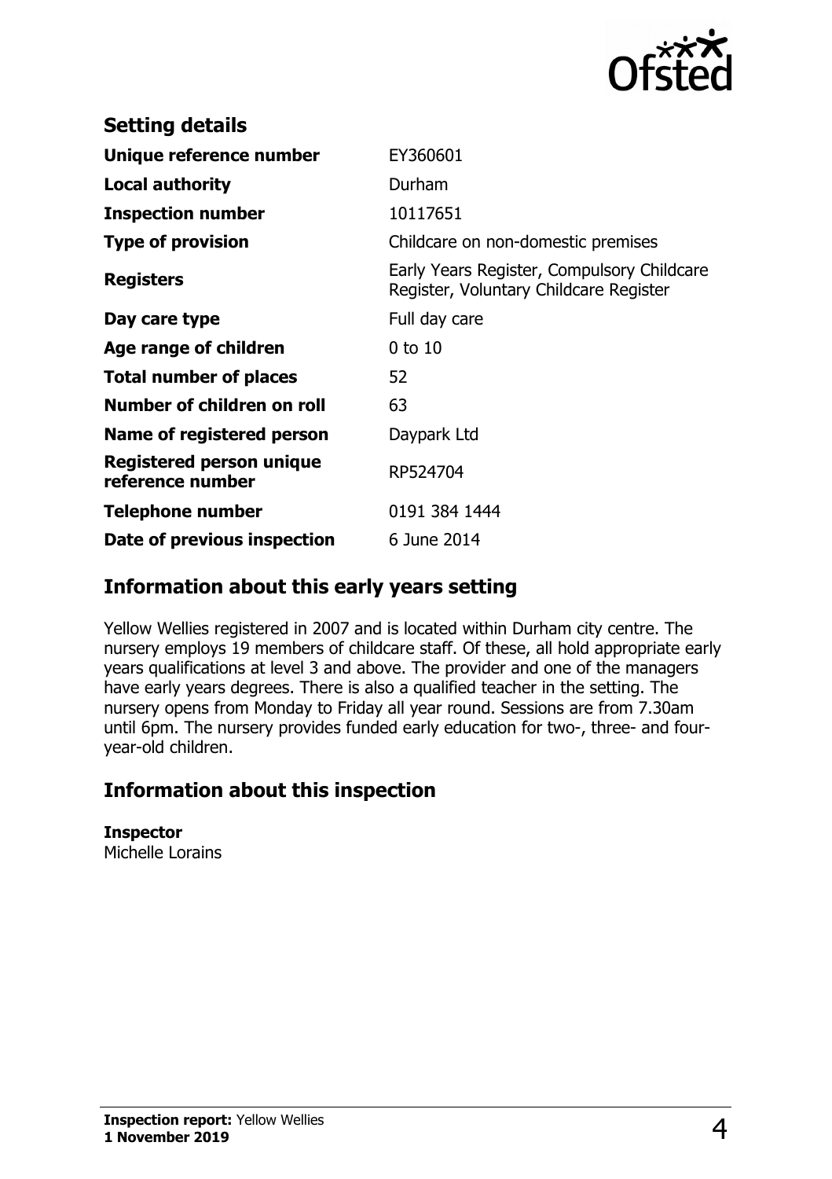## Setting details

| | |
|---|---|
| **Unique reference number** | EY360601 |
| **Local authority** | Durham |
| **Inspection number** | 10117651 |
| **Type of provision** | Childcare on non-domestic premises |
| **Registers** | Early Years Register, Compulsory Childcare Register, Voluntary Childcare Register |
| **Day care type** | Full day care |
| **Age range of children** | 0 to 10 |
| **Total number of places** | 52 |
| **Number of children on roll** | 63 |
| **Name of registered person** | Daypark Ltd |
| **Registered person unique reference number** | RP524704 |
| **Telephone number** | 0191 384 1444 |
| **Date of previous inspection** | 6 June 2014 |

## Information about this early years setting

Yellow Wellies registered in 2007 and is located within Durham city centre. The nursery employs 19 members of childcare staff. Of these, all hold appropriate early years qualifications at level 3 and above. The provider and one of the managers have early years degrees. There is also a qualified teacher in the setting. The nursery opens from Monday to Friday all year round. Sessions are from 7.30am until 6pm. The nursery provides funded early education for two-, three- and four-year-old children.

## Information about this inspection

**Inspector**
Michelle Lorains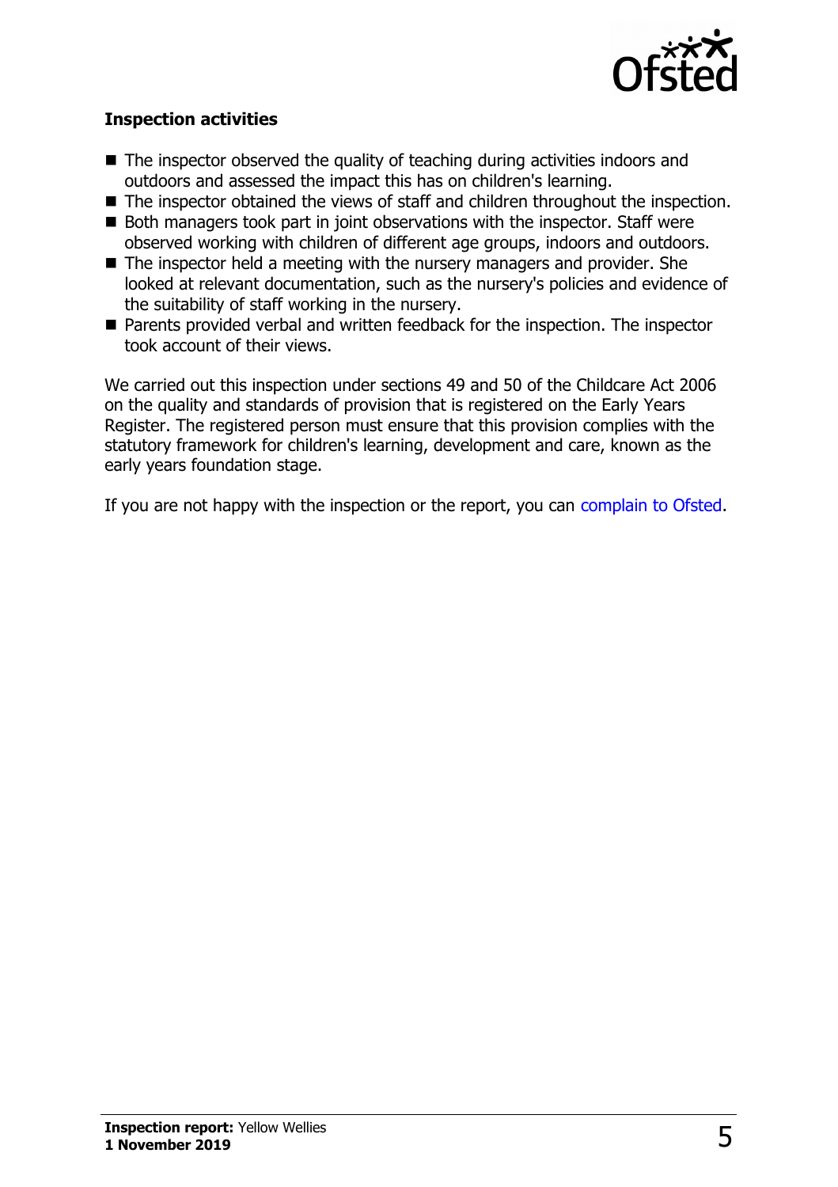### Inspection activities

- The inspector observed the quality of teaching during activities indoors and outdoors and assessed the impact this has on children's learning.
- The inspector obtained the views of staff and children throughout the inspection.
- Both managers took part in joint observations with the inspector. Staff were observed working with children of different age groups, indoors and outdoors.
- The inspector held a meeting with the nursery managers and provider. She looked at relevant documentation, such as the nursery's policies and evidence of the suitability of staff working in the nursery.
- Parents provided verbal and written feedback for the inspection. The inspector took account of their views.

We carried out this inspection under sections 49 and 50 of the Childcare Act 2006 on the quality and standards of provision that is registered on the Early Years Register. The registered person must ensure that this provision complies with the statutory framework for children's learning, development and care, known as the early years foundation stage.

If you are not happy with the inspection or the report, you can complain to Ofsted.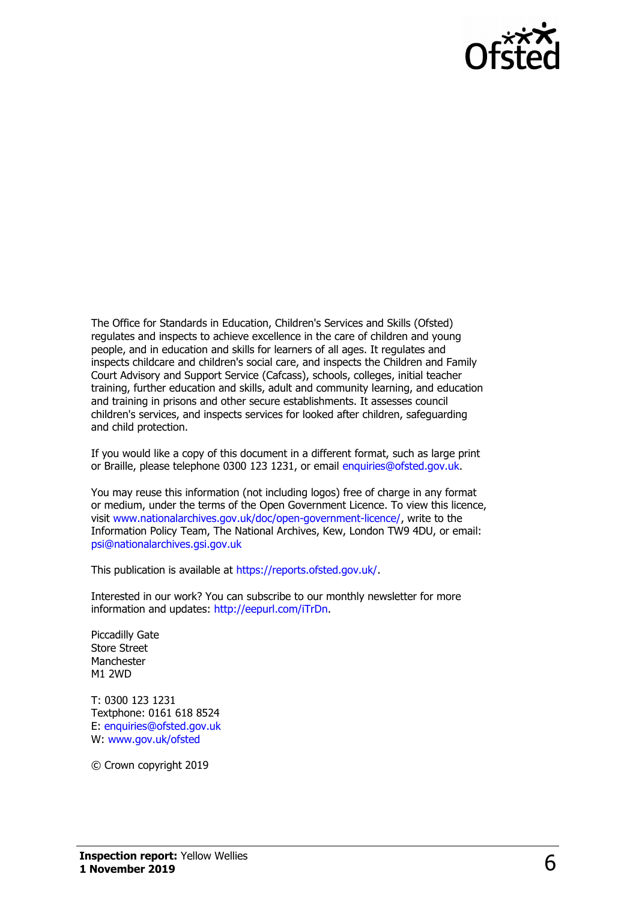The Office for Standards in Education, Children's Services and Skills (Ofsted) regulates and inspects to achieve excellence in the care of children and young people, and in education and skills for learners of all ages. It regulates and inspects childcare and children's social care, and inspects the Children and Family Court Advisory and Support Service (Cafcass), schools, colleges, initial teacher training, further education and skills, adult and community learning, and education and training in prisons and other secure establishments. It assesses council children's services, and inspects services for looked after children, safeguarding and child protection.

If you would like a copy of this document in a different format, such as large print or Braille, please telephone 0300 123 1231, or email enquiries@ofsted.gov.uk.

You may reuse this information (not including logos) free of charge in any format or medium, under the terms of the Open Government Licence. To view this licence, visit www.nationalarchives.gov.uk/doc/open-government-licence/, write to the Information Policy Team, The National Archives, Kew, London TW9 4DU, or email: psi@nationalarchives.gsi.gov.uk

This publication is available at https://reports.ofsted.gov.uk/.

Interested in our work? You can subscribe to our monthly newsletter for more information and updates: http://eepurl.com/iTrDn.

Piccadilly Gate
Store Street
Manchester
M1 2WD

T: 0300 123 1231
Textphone: 0161 618 8524
E: enquiries@ofsted.gov.uk
W: www.gov.uk/ofsted

© Crown copyright 2019